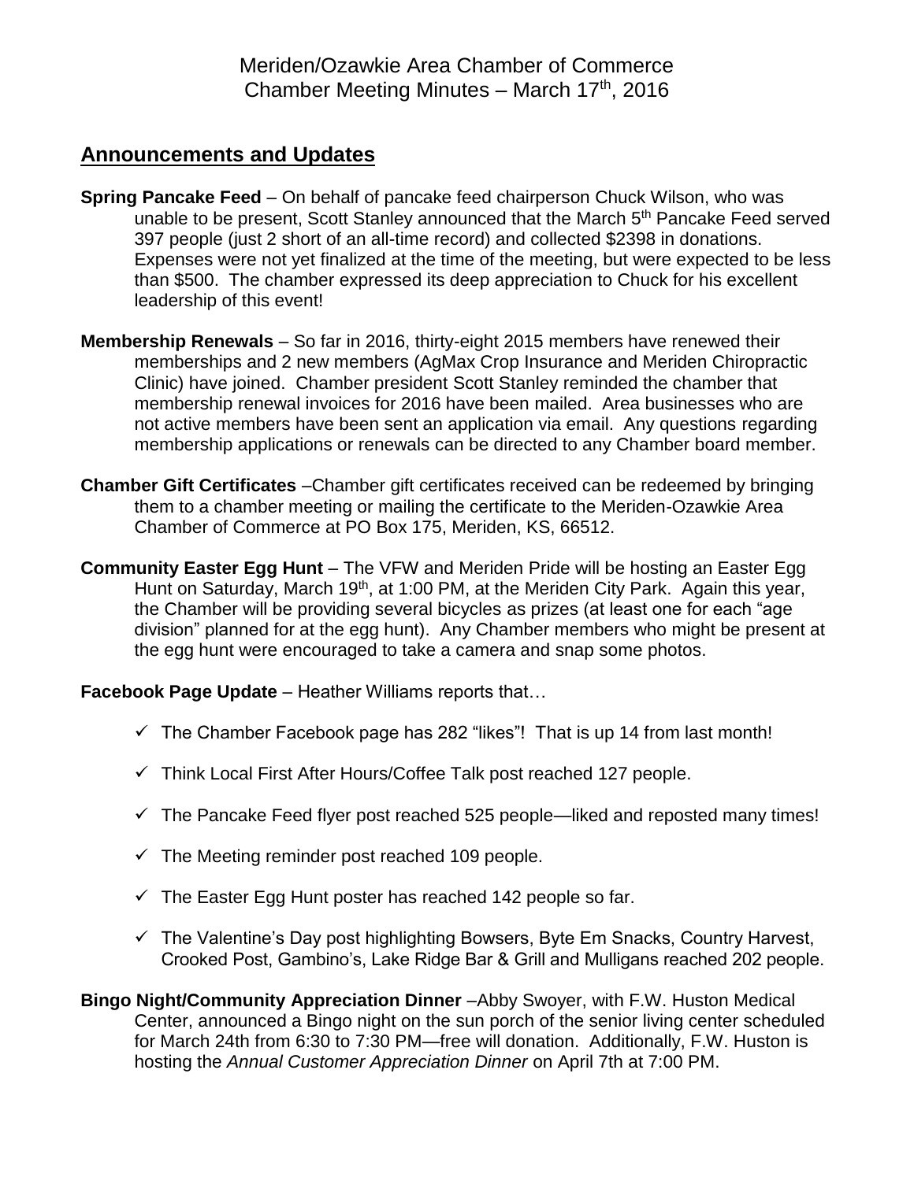# Meriden/Ozawkie Area Chamber of Commerce
# Chamber Meeting Minutes – March 17th, 2016

## Announcements and Updates

**Spring Pancake Feed** – On behalf of pancake feed chairperson Chuck Wilson, who was unable to be present, Scott Stanley announced that the March 5th Pancake Feed served 397 people (just 2 short of an all-time record) and collected $2398 in donations. Expenses were not yet finalized at the time of the meeting, but were expected to be less than $500. The chamber expressed its deep appreciation to Chuck for his excellent leadership of this event!

**Membership Renewals** – So far in 2016, thirty-eight 2015 members have renewed their memberships and 2 new members (AgMax Crop Insurance and Meriden Chiropractic Clinic) have joined. Chamber president Scott Stanley reminded the chamber that membership renewal invoices for 2016 have been mailed. Area businesses who are not active members have been sent an application via email. Any questions regarding membership applications or renewals can be directed to any Chamber board member.

**Chamber Gift Certificates** –Chamber gift certificates received can be redeemed by bringing them to a chamber meeting or mailing the certificate to the Meriden-Ozawkie Area Chamber of Commerce at PO Box 175, Meriden, KS, 66512.

**Community Easter Egg Hunt** – The VFW and Meriden Pride will be hosting an Easter Egg Hunt on Saturday, March 19th, at 1:00 PM, at the Meriden City Park. Again this year, the Chamber will be providing several bicycles as prizes (at least one for each "age division" planned for at the egg hunt). Any Chamber members who might be present at the egg hunt were encouraged to take a camera and snap some photos.

**Facebook Page Update** – Heather Williams reports that…

- ✓ The Chamber Facebook page has 282 "likes"! That is up 14 from last month!
- ✓ Think Local First After Hours/Coffee Talk post reached 127 people.
- ✓ The Pancake Feed flyer post reached 525 people—liked and reposted many times!
- ✓ The Meeting reminder post reached 109 people.
- ✓ The Easter Egg Hunt poster has reached 142 people so far.
- ✓ The Valentine's Day post highlighting Bowsers, Byte Em Snacks, Country Harvest, Crooked Post, Gambino's, Lake Ridge Bar & Grill and Mulligans reached 202 people.

**Bingo Night/Community Appreciation Dinner** –Abby Swoyer, with F.W. Huston Medical Center, announced a Bingo night on the sun porch of the senior living center scheduled for March 24th from 6:30 to 7:30 PM—free will donation. Additionally, F.W. Huston is hosting the *Annual Customer Appreciation Dinner* on April 7th at 7:00 PM.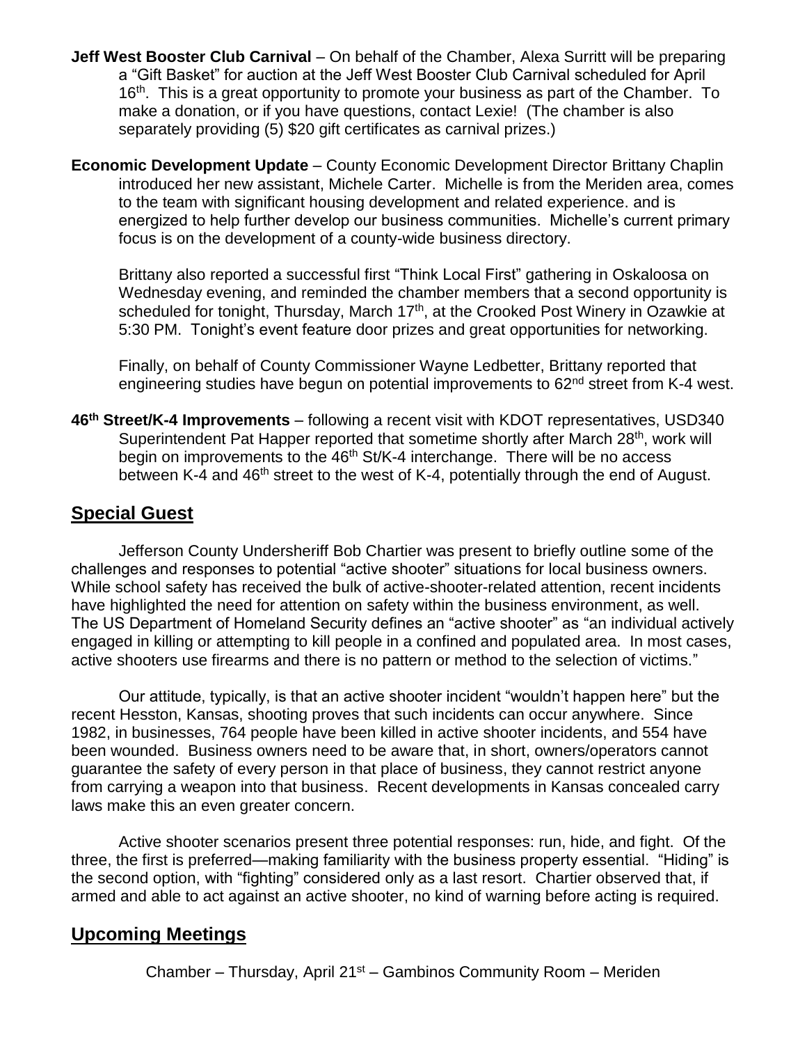**Jeff West Booster Club Carnival** – On behalf of the Chamber, Alexa Surritt will be preparing a "Gift Basket" for auction at the Jeff West Booster Club Carnival scheduled for April 16th. This is a great opportunity to promote your business as part of the Chamber. To make a donation, or if you have questions, contact Lexie! (The chamber is also separately providing (5) $20 gift certificates as carnival prizes.)

**Economic Development Update** – County Economic Development Director Brittany Chaplin introduced her new assistant, Michele Carter. Michelle is from the Meriden area, comes to the team with significant housing development and related experience. and is energized to help further develop our business communities. Michelle's current primary focus is on the development of a county-wide business directory.

Brittany also reported a successful first "Think Local First" gathering in Oskaloosa on Wednesday evening, and reminded the chamber members that a second opportunity is scheduled for tonight, Thursday, March 17th, at the Crooked Post Winery in Ozawkie at 5:30 PM. Tonight's event feature door prizes and great opportunities for networking.

Finally, on behalf of County Commissioner Wayne Ledbetter, Brittany reported that engineering studies have begun on potential improvements to 62nd street from K-4 west.

**46th Street/K-4 Improvements** – following a recent visit with KDOT representatives, USD340 Superintendent Pat Happer reported that sometime shortly after March 28th, work will begin on improvements to the 46th St/K-4 interchange. There will be no access between K-4 and 46th street to the west of K-4, potentially through the end of August.

## Special Guest

Jefferson County Undersheriff Bob Chartier was present to briefly outline some of the challenges and responses to potential "active shooter" situations for local business owners. While school safety has received the bulk of active-shooter-related attention, recent incidents have highlighted the need for attention on safety within the business environment, as well. The US Department of Homeland Security defines an "active shooter" as "an individual actively engaged in killing or attempting to kill people in a confined and populated area. In most cases, active shooters use firearms and there is no pattern or method to the selection of victims."

Our attitude, typically, is that an active shooter incident "wouldn't happen here" but the recent Hesston, Kansas, shooting proves that such incidents can occur anywhere. Since 1982, in businesses, 764 people have been killed in active shooter incidents, and 554 have been wounded. Business owners need to be aware that, in short, owners/operators cannot guarantee the safety of every person in that place of business, they cannot restrict anyone from carrying a weapon into that business. Recent developments in Kansas concealed carry laws make this an even greater concern.

Active shooter scenarios present three potential responses: run, hide, and fight. Of the three, the first is preferred—making familiarity with the business property essential. "Hiding" is the second option, with "fighting" considered only as a last resort. Chartier observed that, if armed and able to act against an active shooter, no kind of warning before acting is required.

## Upcoming Meetings

Chamber – Thursday, April 21st – Gambinos Community Room – Meriden